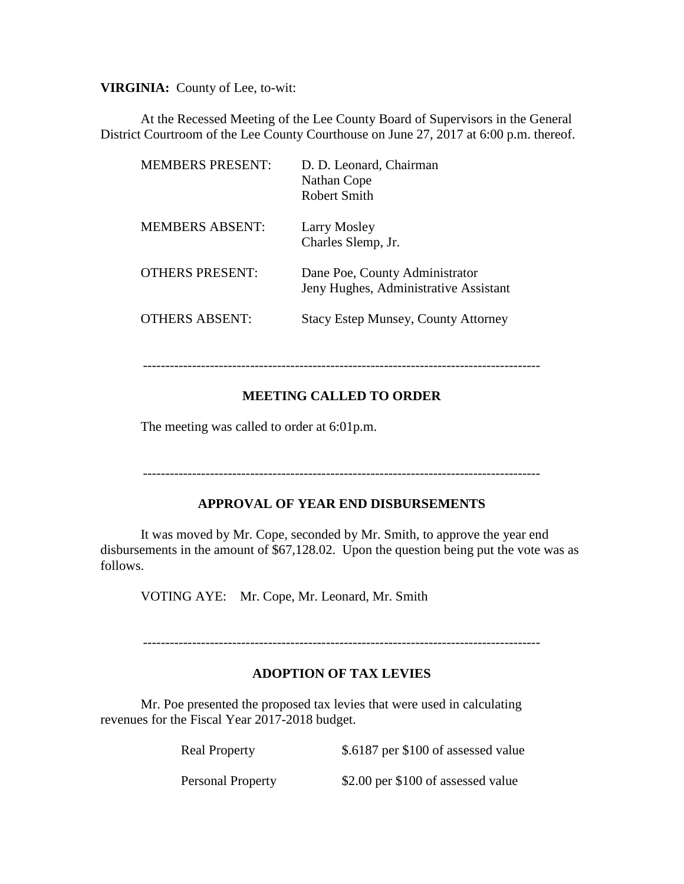**VIRGINIA:** County of Lee, to-wit:

At the Recessed Meeting of the Lee County Board of Supervisors in the General District Courtroom of the Lee County Courthouse on June 27, 2017 at 6:00 p.m. thereof.

| | |
|---|---|
| MEMBERS PRESENT: | D. D. Leonard, Chairman<br>Nathan Cope<br>Robert Smith |
| MEMBERS ABSENT: | Larry Mosley<br>Charles Slemp, Jr. |
| OTHERS PRESENT: | Dane Poe, County Administrator<br>Jeny Hughes, Administrative Assistant |
| OTHERS ABSENT: | Stacy Estep Munsey, County Attorney |

---

**MEETING CALLED TO ORDER**

The meeting was called to order at 6:01p.m.

---

**APPROVAL OF YEAR END DISBURSEMENTS**

It was moved by Mr. Cope, seconded by Mr. Smith, to approve the year end disbursements in the amount of $67,128.02. Upon the question being put the vote was as follows.

VOTING AYE: Mr. Cope, Mr. Leonard, Mr. Smith

---

**ADOPTION OF TAX LEVIES**

Mr. Poe presented the proposed tax levies that were used in calculating revenues for the Fiscal Year 2017-2018 budget.

| | |
|---|---|
| Real Property | $.6187 per $100 of assessed value |
| Personal Property | $2.00 per $100 of assessed value |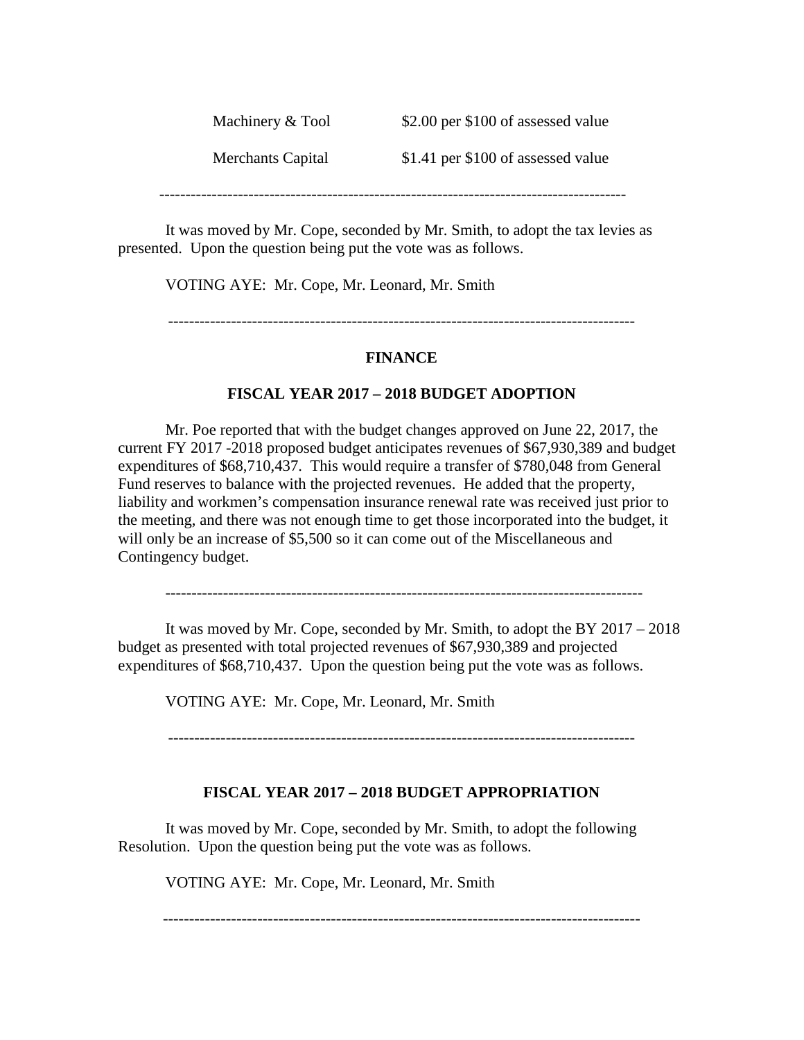| | |
|---|---|
| Machinery & Tool | $2.00 per $100 of assessed value |
| Merchants Capital | $1.41 per $100 of assessed value |

---

It was moved by Mr. Cope, seconded by Mr. Smith, to adopt the tax levies as presented. Upon the question being put the vote was as follows.

VOTING AYE: Mr. Cope, Mr. Leonard, Mr. Smith

---

## FINANCE

### FISCAL YEAR 2017 – 2018 BUDGET ADOPTION

Mr. Poe reported that with the budget changes approved on June 22, 2017, the current FY 2017 -2018 proposed budget anticipates revenues of $67,930,389 and budget expenditures of $68,710,437. This would require a transfer of $780,048 from General Fund reserves to balance with the projected revenues. He added that the property, liability and workmen's compensation insurance renewal rate was received just prior to the meeting, and there was not enough time to get those incorporated into the budget, it will only be an increase of $5,500 so it can come out of the Miscellaneous and Contingency budget.

---

It was moved by Mr. Cope, seconded by Mr. Smith, to adopt the BY 2017 – 2018 budget as presented with total projected revenues of $67,930,389 and projected expenditures of $68,710,437. Upon the question being put the vote was as follows.

VOTING AYE: Mr. Cope, Mr. Leonard, Mr. Smith

---

### FISCAL YEAR 2017 – 2018 BUDGET APPROPRIATION

It was moved by Mr. Cope, seconded by Mr. Smith, to adopt the following Resolution. Upon the question being put the vote was as follows.

VOTING AYE: Mr. Cope, Mr. Leonard, Mr. Smith

---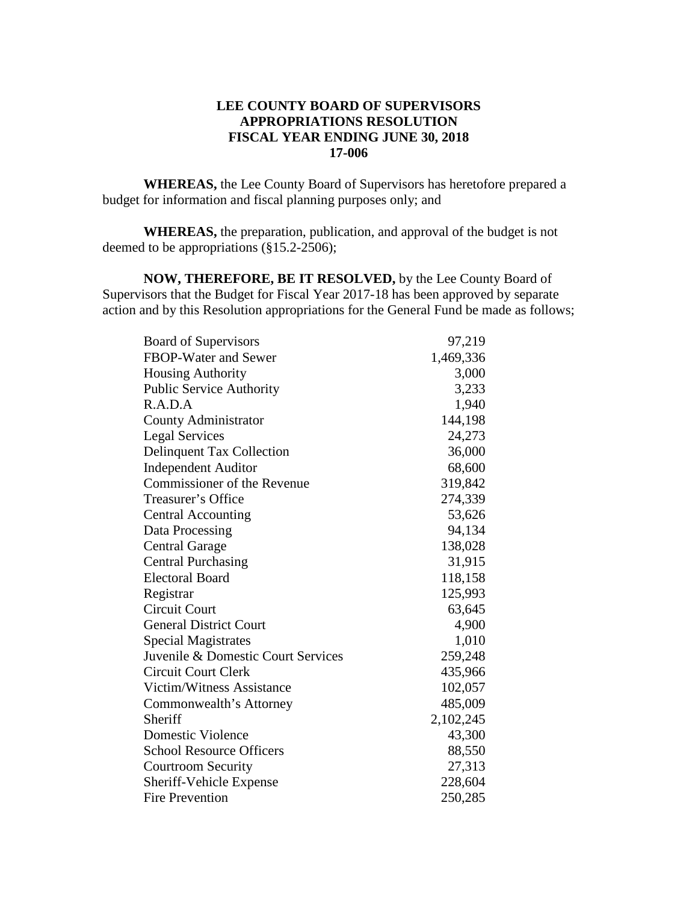**LEE COUNTY BOARD OF SUPERVISORS**
**APPROPRIATIONS RESOLUTION**
**FISCAL YEAR ENDING JUNE 30, 2018**
**17-006**

**WHEREAS,** the Lee County Board of Supervisors has heretofore prepared a budget for information and fiscal planning purposes only; and

**WHEREAS,** the preparation, publication, and approval of the budget is not deemed to be appropriations (§15.2-2506);

**NOW, THEREFORE, BE IT RESOLVED,** by the Lee County Board of Supervisors that the Budget for Fiscal Year 2017-18 has been approved by separate action and by this Resolution appropriations for the General Fund be made as follows;

| | |
|---|---:|
| Board of Supervisors | 97,219 |
| FBOP-Water and Sewer | 1,469,336 |
| Housing Authority | 3,000 |
| Public Service Authority | 3,233 |
| R.A.D.A | 1,940 |
| County Administrator | 144,198 |
| Legal Services | 24,273 |
| Delinquent Tax Collection | 36,000 |
| Independent Auditor | 68,600 |
| Commissioner of the Revenue | 319,842 |
| Treasurer's Office | 274,339 |
| Central Accounting | 53,626 |
| Data Processing | 94,134 |
| Central Garage | 138,028 |
| Central Purchasing | 31,915 |
| Electoral Board | 118,158 |
| Registrar | 125,993 |
| Circuit Court | 63,645 |
| General District Court | 4,900 |
| Special Magistrates | 1,010 |
| Juvenile & Domestic Court Services | 259,248 |
| Circuit Court Clerk | 435,966 |
| Victim/Witness Assistance | 102,057 |
| Commonwealth's Attorney | 485,009 |
| Sheriff | 2,102,245 |
| Domestic Violence | 43,300 |
| School Resource Officers | 88,550 |
| Courtroom Security | 27,313 |
| Sheriff-Vehicle Expense | 228,604 |
| Fire Prevention | 250,285 |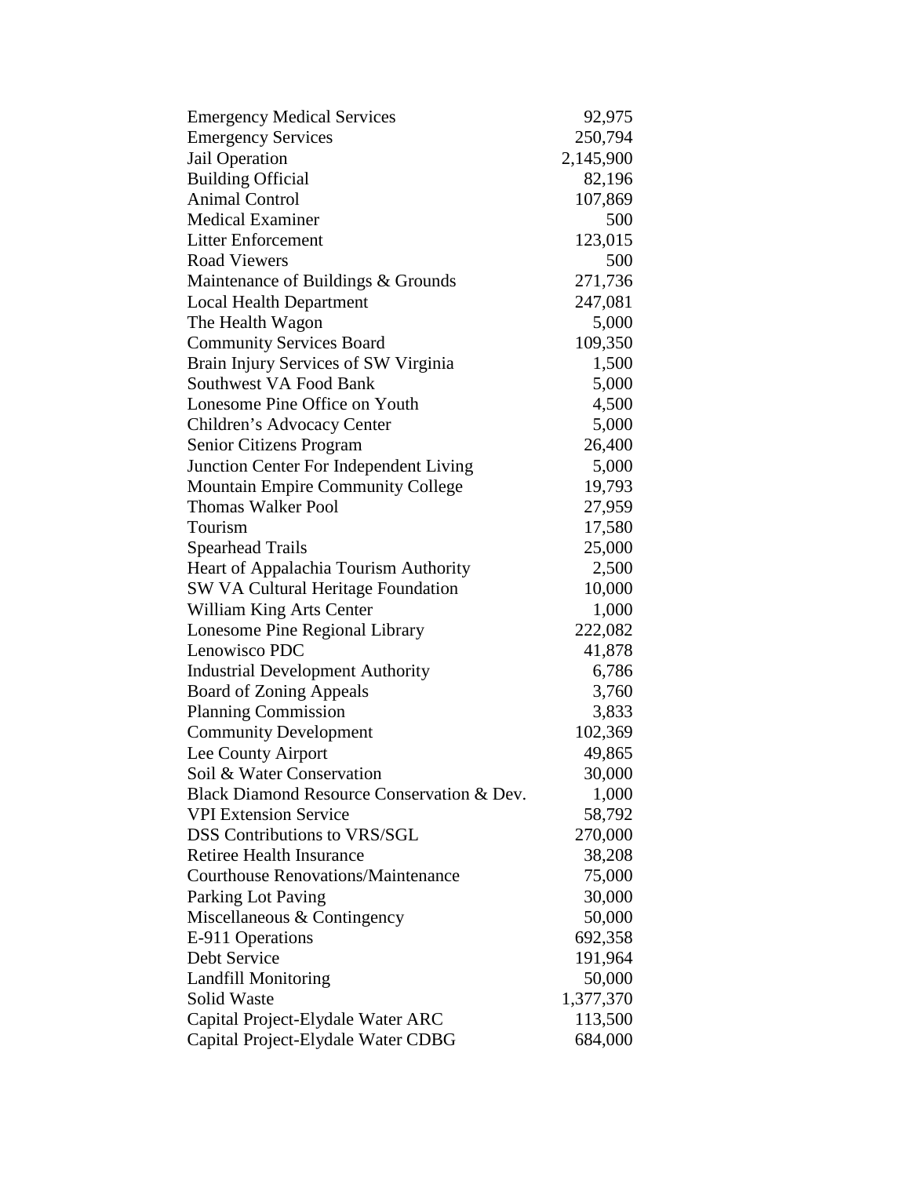| | |
|---|---|
| Emergency Medical Services | 92,975 |
| Emergency Services | 250,794 |
| Jail Operation | 2,145,900 |
| Building Official | 82,196 |
| Animal Control | 107,869 |
| Medical Examiner | 500 |
| Litter Enforcement | 123,015 |
| Road Viewers | 500 |
| Maintenance of Buildings & Grounds | 271,736 |
| Local Health Department | 247,081 |
| The Health Wagon | 5,000 |
| Community Services Board | 109,350 |
| Brain Injury Services of SW Virginia | 1,500 |
| Southwest VA Food Bank | 5,000 |
| Lonesome Pine Office on Youth | 4,500 |
| Children's Advocacy Center | 5,000 |
| Senior Citizens Program | 26,400 |
| Junction Center For Independent Living | 5,000 |
| Mountain Empire Community College | 19,793 |
| Thomas Walker Pool | 27,959 |
| Tourism | 17,580 |
| Spearhead Trails | 25,000 |
| Heart of Appalachia Tourism Authority | 2,500 |
| SW VA Cultural Heritage Foundation | 10,000 |
| William King Arts Center | 1,000 |
| Lonesome Pine Regional Library | 222,082 |
| Lenowisco PDC | 41,878 |
| Industrial Development Authority | 6,786 |
| Board of Zoning Appeals | 3,760 |
| Planning Commission | 3,833 |
| Community Development | 102,369 |
| Lee County Airport | 49,865 |
| Soil & Water Conservation | 30,000 |
| Black Diamond Resource Conservation & Dev. | 1,000 |
| VPI Extension Service | 58,792 |
| DSS Contributions to VRS/SGL | 270,000 |
| Retiree Health Insurance | 38,208 |
| Courthouse Renovations/Maintenance | 75,000 |
| Parking Lot Paving | 30,000 |
| Miscellaneous & Contingency | 50,000 |
| E-911 Operations | 692,358 |
| Debt Service | 191,964 |
| Landfill Monitoring | 50,000 |
| Solid Waste | 1,377,370 |
| Capital Project-Elydale Water ARC | 113,500 |
| Capital Project-Elydale Water CDBG | 684,000 |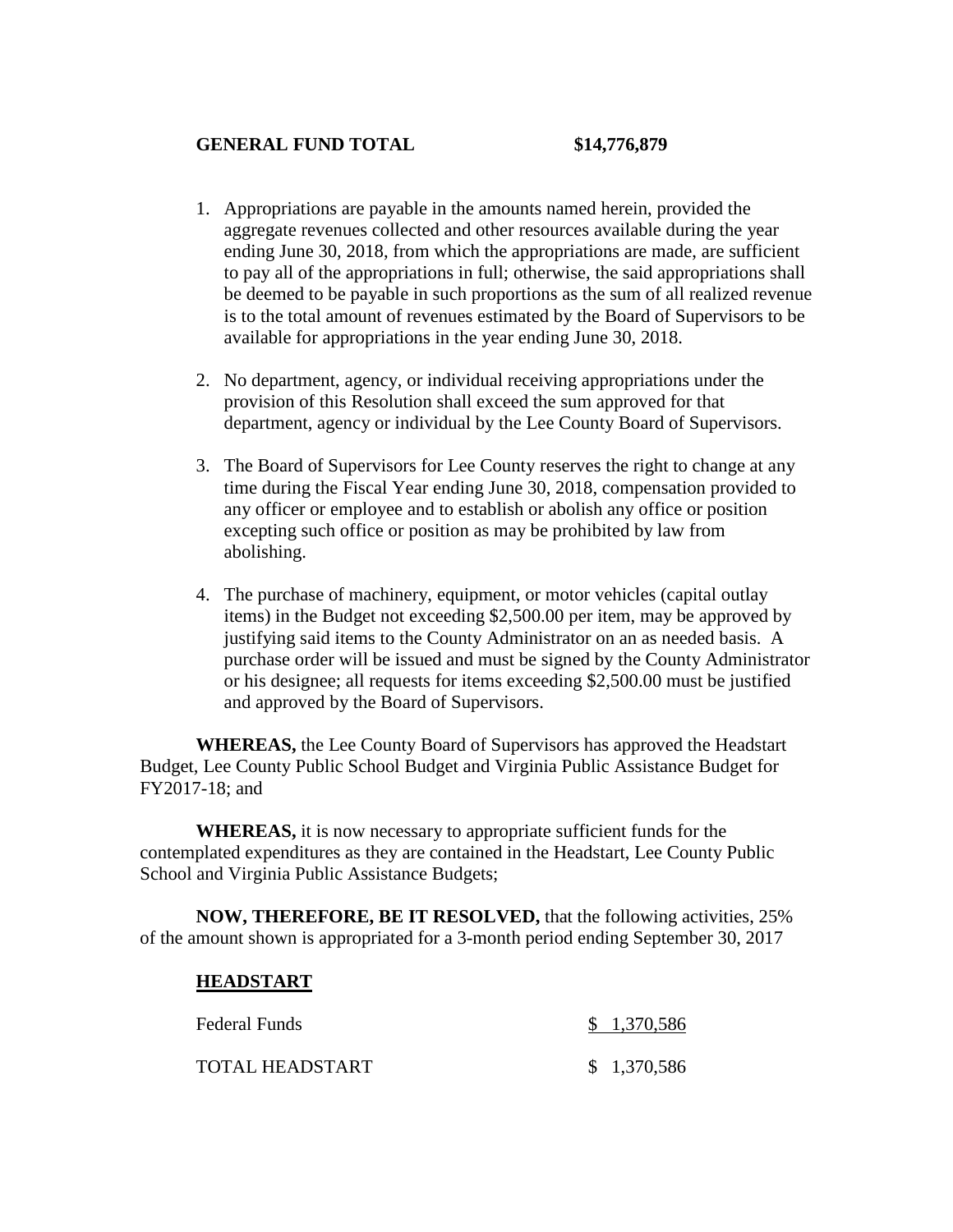**GENERAL FUND TOTAL $14,776,879**

1. Appropriations are payable in the amounts named herein, provided the aggregate revenues collected and other resources available during the year ending June 30, 2018, from which the appropriations are made, are sufficient to pay all of the appropriations in full; otherwise, the said appropriations shall be deemed to be payable in such proportions as the sum of all realized revenue is to the total amount of revenues estimated by the Board of Supervisors to be available for appropriations in the year ending June 30, 2018.

2. No department, agency, or individual receiving appropriations under the provision of this Resolution shall exceed the sum approved for that department, agency or individual by the Lee County Board of Supervisors.

3. The Board of Supervisors for Lee County reserves the right to change at any time during the Fiscal Year ending June 30, 2018, compensation provided to any officer or employee and to establish or abolish any office or position excepting such office or position as may be prohibited by law from abolishing.

4. The purchase of machinery, equipment, or motor vehicles (capital outlay items) in the Budget not exceeding $2,500.00 per item, may be approved by justifying said items to the County Administrator on an as needed basis. A purchase order will be issued and must be signed by the County Administrator or his designee; all requests for items exceeding $2,500.00 must be justified and approved by the Board of Supervisors.

**WHEREAS,** the Lee County Board of Supervisors has approved the Headstart Budget, Lee County Public School Budget and Virginia Public Assistance Budget for FY2017-18; and

**WHEREAS,** it is now necessary to appropriate sufficient funds for the contemplated expenditures as they are contained in the Headstart, Lee County Public School and Virginia Public Assistance Budgets;

**NOW, THEREFORE, BE IT RESOLVED,** that the following activities, 25% of the amount shown is appropriated for a 3-month period ending September 30, 2017

**HEADSTART**

| | |
|---|---|
| Federal Funds | $ 1,370,586 |
| TOTAL HEADSTART | $ 1,370,586 |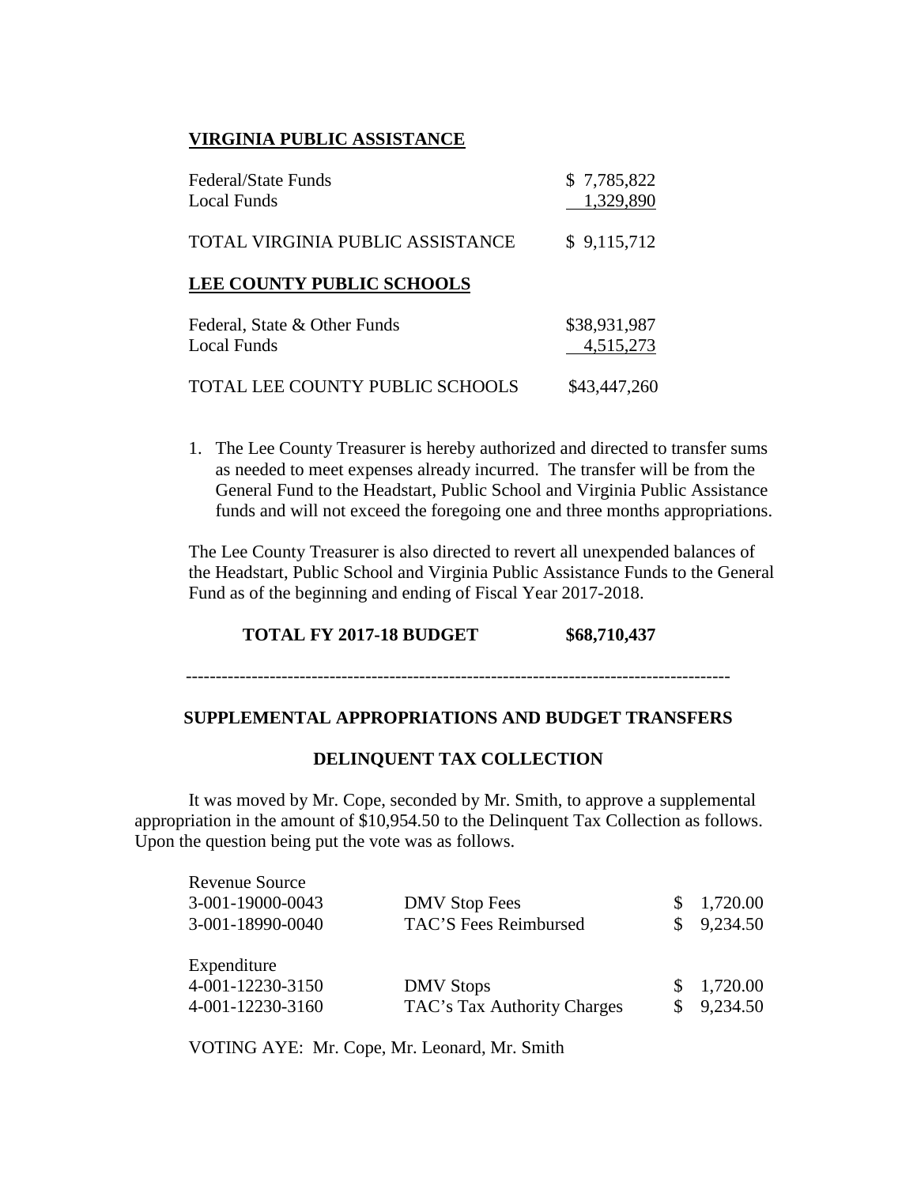**VIRGINIA PUBLIC ASSISTANCE**

| | |
|---|---|
| Federal/State Funds | $ 7,785,822 |
| Local Funds | 1,329,890 |
| TOTAL VIRGINIA PUBLIC ASSISTANCE | $ 9,115,712 |

**LEE COUNTY PUBLIC SCHOOLS**

| | |
|---|---|
| Federal, State & Other Funds | $38,931,987 |
| Local Funds | 4,515,273 |
| TOTAL LEE COUNTY PUBLIC SCHOOLS | $43,447,260 |

1. The Lee County Treasurer is hereby authorized and directed to transfer sums as needed to meet expenses already incurred. The transfer will be from the General Fund to the Headstart, Public School and Virginia Public Assistance funds and will not exceed the foregoing one and three months appropriations.

   The Lee County Treasurer is also directed to revert all unexpended balances of the Headstart, Public School and Virginia Public Assistance Funds to the General Fund as of the beginning and ending of Fiscal Year 2017-2018.

**TOTAL FY 2017-18 BUDGET $68,710,437**

---

**SUPPLEMENTAL APPROPRIATIONS AND BUDGET TRANSFERS**

**DELINQUENT TAX COLLECTION**

It was moved by Mr. Cope, seconded by Mr. Smith, to approve a supplemental appropriation in the amount of $10,954.50 to the Delinquent Tax Collection as follows. Upon the question being put the vote was as follows.

| | | |
|---|---|---|
| Revenue Source | | |
| 3-001-19000-0043 | DMV Stop Fees | $ 1,720.00 |
| 3-001-18990-0040 | TAC'S Fees Reimbursed | $ 9,234.50 |
| Expenditure | | |
| 4-001-12230-3150 | DMV Stops | $ 1,720.00 |
| 4-001-12230-3160 | TAC's Tax Authority Charges | $ 9,234.50 |

VOTING AYE: Mr. Cope, Mr. Leonard, Mr. Smith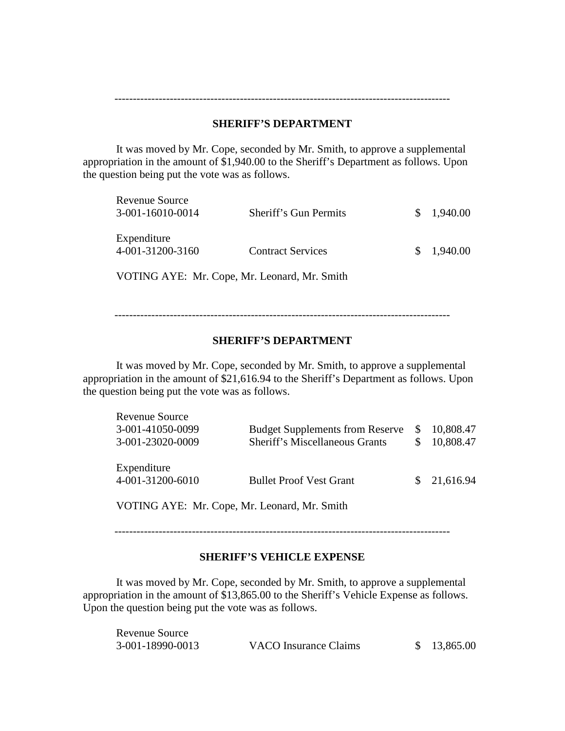---

**SHERIFF'S DEPARTMENT**

It was moved by Mr. Cope, seconded by Mr. Smith, to approve a supplemental appropriation in the amount of $1,940.00 to the Sheriff's Department as follows. Upon the question being put the vote was as follows.

| | | |
|---|---|---|
| Revenue Source | | |
| 3-001-16010-0014 | Sheriff's Gun Permits | $ 1,940.00 |
| Expenditure | | |
| 4-001-31200-3160 | Contract Services | $ 1,940.00 |

VOTING AYE: Mr. Cope, Mr. Leonard, Mr. Smith

---

**SHERIFF'S DEPARTMENT**

It was moved by Mr. Cope, seconded by Mr. Smith, to approve a supplemental appropriation in the amount of $21,616.94 to the Sheriff's Department as follows. Upon the question being put the vote was as follows.

| | | |
|---|---|---|
| Revenue Source | | |
| 3-001-41050-0099 | Budget Supplements from Reserve | $ 10,808.47 |
| 3-001-23020-0009 | Sheriff's Miscellaneous Grants | $ 10,808.47 |
| Expenditure | | |
| 4-001-31200-6010 | Bullet Proof Vest Grant | $ 21,616.94 |

VOTING AYE: Mr. Cope, Mr. Leonard, Mr. Smith

---

**SHERIFF'S VEHICLE EXPENSE**

It was moved by Mr. Cope, seconded by Mr. Smith, to approve a supplemental appropriation in the amount of $13,865.00 to the Sheriff's Vehicle Expense as follows. Upon the question being put the vote was as follows.

| | | |
|---|---|---|
| Revenue Source | | |
| 3-001-18990-0013 | VACO Insurance Claims | $ 13,865.00 |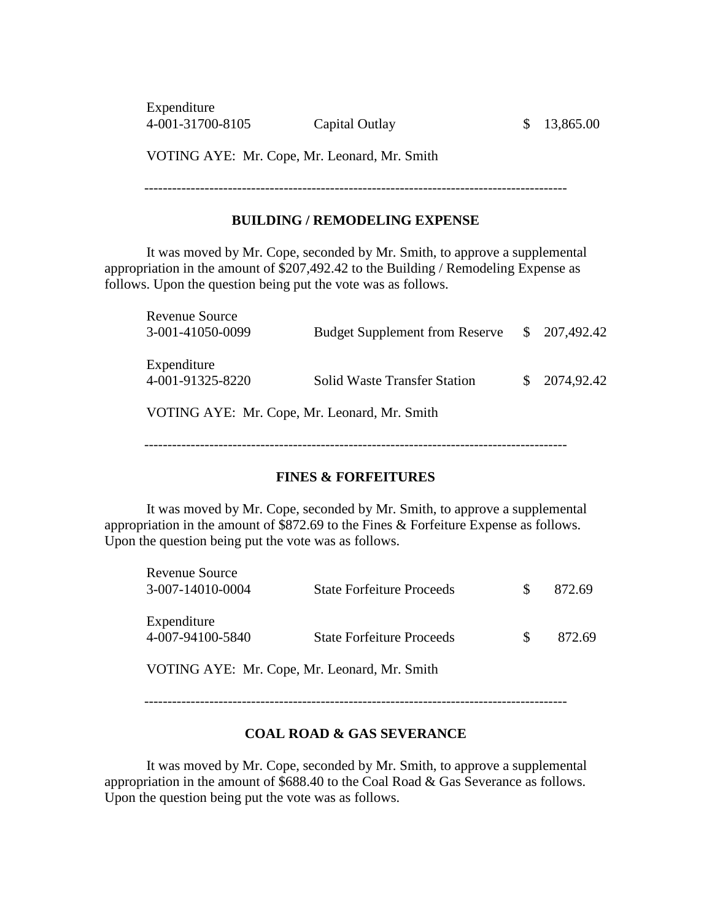| | | |
|---|---|---|
| Expenditure | | |
| 4-001-31700-8105 | Capital Outlay | $ 13,865.00 |

VOTING AYE: Mr. Cope, Mr. Leonard, Mr. Smith

---

**BUILDING / REMODELING EXPENSE**

It was moved by Mr. Cope, seconded by Mr. Smith, to approve a supplemental appropriation in the amount of $207,492.42 to the Building / Remodeling Expense as follows. Upon the question being put the vote was as follows.

| | | |
|---|---|---|
| Revenue Source | | |
| 3-001-41050-0099 | Budget Supplement from Reserve | $ 207,492.42 |
| Expenditure | | |
| 4-001-91325-8220 | Solid Waste Transfer Station | $ 2074,92.42 |

VOTING AYE: Mr. Cope, Mr. Leonard, Mr. Smith

---

**FINES & FORFEITURES**

It was moved by Mr. Cope, seconded by Mr. Smith, to approve a supplemental appropriation in the amount of $872.69 to the Fines & Forfeiture Expense as follows. Upon the question being put the vote was as follows.

| | | |
|---|---|---|
| Revenue Source | | |
| 3-007-14010-0004 | State Forfeiture Proceeds | $ 872.69 |
| Expenditure | | |
| 4-007-94100-5840 | State Forfeiture Proceeds | $ 872.69 |

VOTING AYE: Mr. Cope, Mr. Leonard, Mr. Smith

---

**COAL ROAD & GAS SEVERANCE**

It was moved by Mr. Cope, seconded by Mr. Smith, to approve a supplemental appropriation in the amount of $688.40 to the Coal Road & Gas Severance as follows. Upon the question being put the vote was as follows.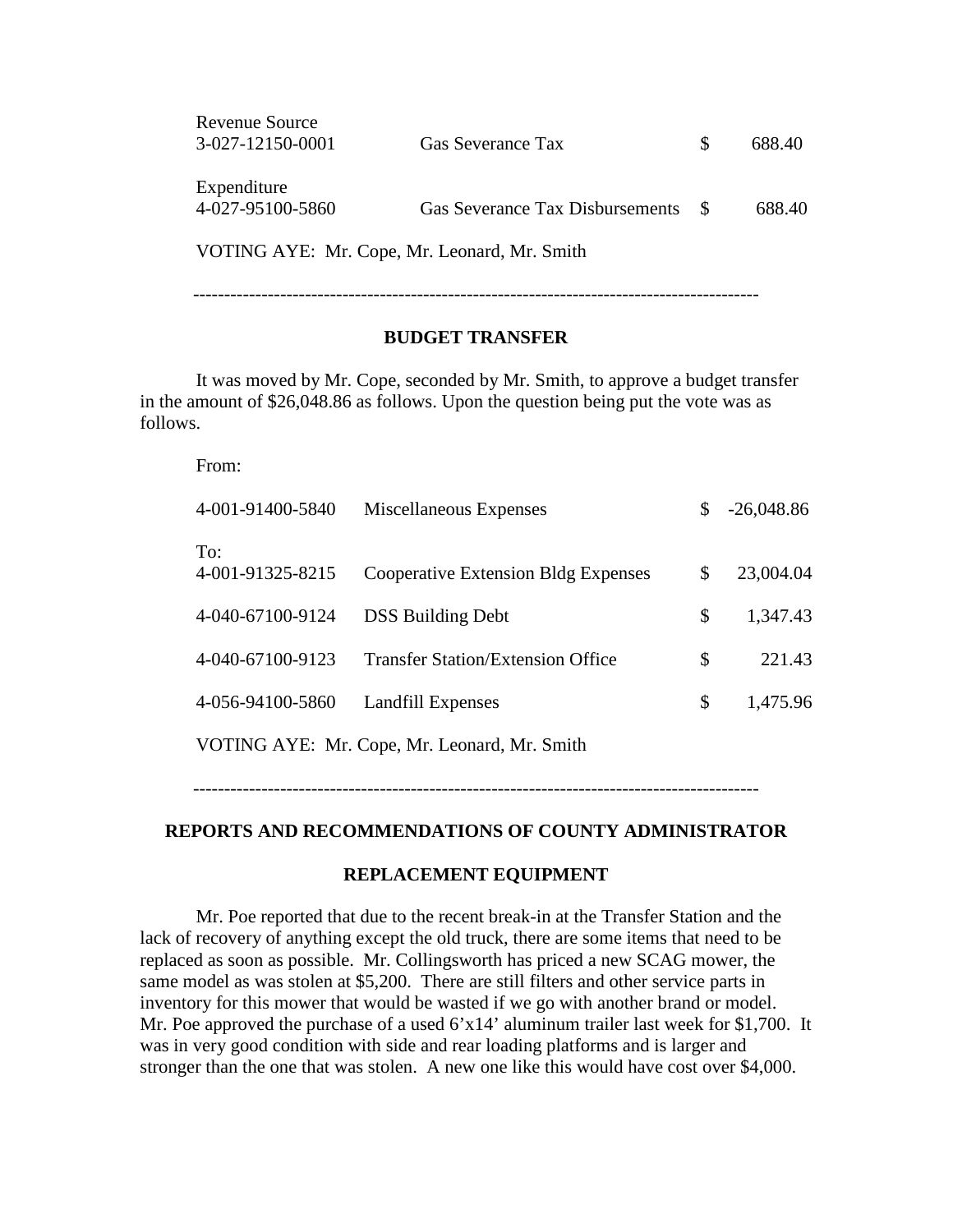Revenue Source

| | | | |
|---|---|---|---|
| 3-027-12150-0001 | Gas Severance Tax | $ | 688.40 |

Expenditure

| | | | |
|---|---|---|---|
| 4-027-95100-5860 | Gas Severance Tax Disbursements | $ | 688.40 |

VOTING AYE: Mr. Cope, Mr. Leonard, Mr. Smith

---

## BUDGET TRANSFER

It was moved by Mr. Cope, seconded by Mr. Smith, to approve a budget transfer in the amount of $26,048.86 as follows. Upon the question being put the vote was as follows.

From:

| | | | |
|---|---|---|---|
| 4-001-91400-5840 | Miscellaneous Expenses | $ | -26,048.86 |

To:

| | | | |
|---|---|---|---|
| 4-001-91325-8215 | Cooperative Extension Bldg Expenses | $ | 23,004.04 |
| 4-040-67100-9124 | DSS Building Debt | $ | 1,347.43 |
| 4-040-67100-9123 | Transfer Station/Extension Office | $ | 221.43 |
| 4-056-94100-5860 | Landfill Expenses | $ | 1,475.96 |

VOTING AYE: Mr. Cope, Mr. Leonard, Mr. Smith

---

## REPORTS AND RECOMMENDATIONS OF COUNTY ADMINISTRATOR

### REPLACEMENT EQUIPMENT

Mr. Poe reported that due to the recent break-in at the Transfer Station and the lack of recovery of anything except the old truck, there are some items that need to be replaced as soon as possible. Mr. Collingsworth has priced a new SCAG mower, the same model as was stolen at $5,200. There are still filters and other service parts in inventory for this mower that would be wasted if we go with another brand or model. Mr. Poe approved the purchase of a used 6'x14' aluminum trailer last week for $1,700. It was in very good condition with side and rear loading platforms and is larger and stronger than the one that was stolen. A new one like this would have cost over $4,000.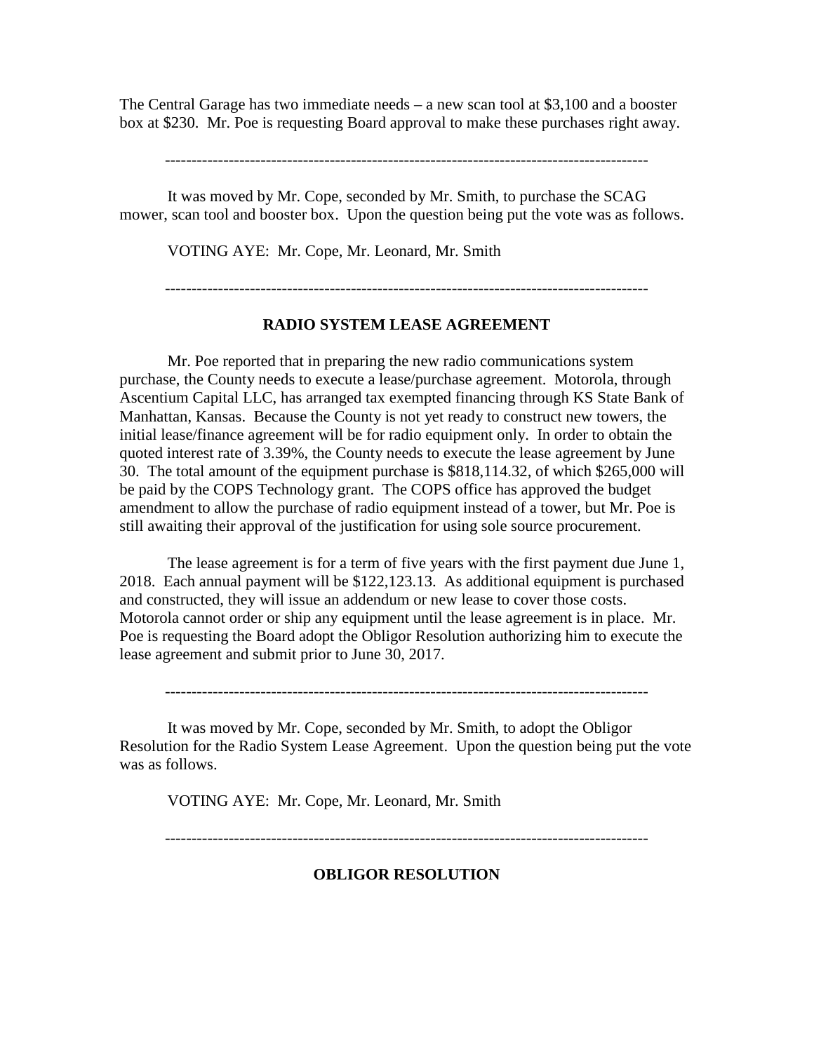The Central Garage has two immediate needs – a new scan tool at $3,100 and a booster box at $230. Mr. Poe is requesting Board approval to make these purchases right away.

---

It was moved by Mr. Cope, seconded by Mr. Smith, to purchase the SCAG mower, scan tool and booster box. Upon the question being put the vote was as follows.

VOTING AYE: Mr. Cope, Mr. Leonard, Mr. Smith

---

## RADIO SYSTEM LEASE AGREEMENT

Mr. Poe reported that in preparing the new radio communications system purchase, the County needs to execute a lease/purchase agreement. Motorola, through Ascentium Capital LLC, has arranged tax exempted financing through KS State Bank of Manhattan, Kansas. Because the County is not yet ready to construct new towers, the initial lease/finance agreement will be for radio equipment only. In order to obtain the quoted interest rate of 3.39%, the County needs to execute the lease agreement by June 30. The total amount of the equipment purchase is $818,114.32, of which $265,000 will be paid by the COPS Technology grant. The COPS office has approved the budget amendment to allow the purchase of radio equipment instead of a tower, but Mr. Poe is still awaiting their approval of the justification for using sole source procurement.

The lease agreement is for a term of five years with the first payment due June 1, 2018. Each annual payment will be $122,123.13. As additional equipment is purchased and constructed, they will issue an addendum or new lease to cover those costs. Motorola cannot order or ship any equipment until the lease agreement is in place. Mr. Poe is requesting the Board adopt the Obligor Resolution authorizing him to execute the lease agreement and submit prior to June 30, 2017.

---

It was moved by Mr. Cope, seconded by Mr. Smith, to adopt the Obligor Resolution for the Radio System Lease Agreement. Upon the question being put the vote was as follows.

VOTING AYE: Mr. Cope, Mr. Leonard, Mr. Smith

---

## OBLIGOR RESOLUTION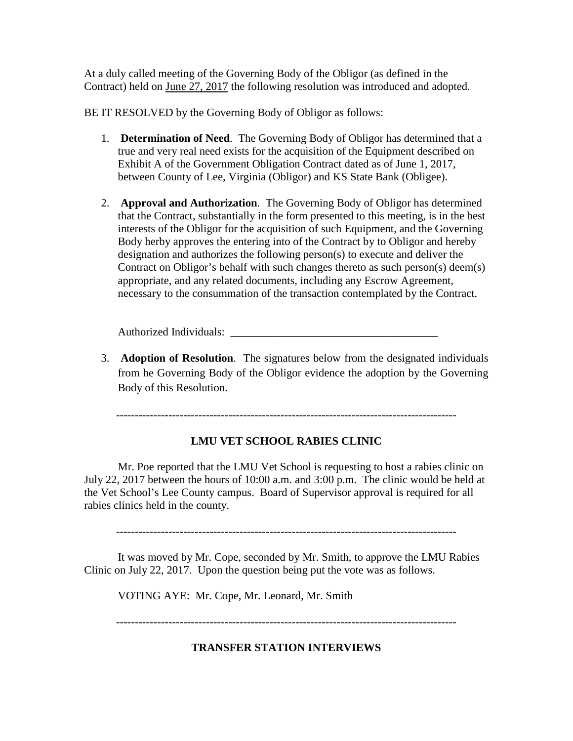At a duly called meeting of the Governing Body of the Obligor (as defined in the Contract) held on June 27, 2017 the following resolution was introduced and adopted.

BE IT RESOLVED by the Governing Body of Obligor as follows:

1. **Determination of Need**. The Governing Body of Obligor has determined that a true and very real need exists for the acquisition of the Equipment described on Exhibit A of the Government Obligation Contract dated as of June 1, 2017, between County of Lee, Virginia (Obligor) and KS State Bank (Obligee).

2. **Approval and Authorization**. The Governing Body of Obligor has determined that the Contract, substantially in the form presented to this meeting, is in the best interests of the Obligor for the acquisition of such Equipment, and the Governing Body herby approves the entering into of the Contract by to Obligor and hereby designation and authorizes the following person(s) to execute and deliver the Contract on Obligor's behalf with such changes thereto as such person(s) deem(s) appropriate, and any related documents, including any Escrow Agreement, necessary to the consummation of the transaction contemplated by the Contract.

   Authorized Individuals: \_\_\_\_\_\_\_\_\_\_\_\_\_\_\_\_\_\_\_\_\_\_\_\_\_\_\_\_\_\_\_\_\_\_\_\_\_\_

3. **Adoption of Resolution**. The signatures below from the designated individuals from he Governing Body of the Obligor evidence the adoption by the Governing Body of this Resolution.

---

**LMU VET SCHOOL RABIES CLINIC**

Mr. Poe reported that the LMU Vet School is requesting to host a rabies clinic on July 22, 2017 between the hours of 10:00 a.m. and 3:00 p.m. The clinic would be held at the Vet School's Lee County campus. Board of Supervisor approval is required for all rabies clinics held in the county.

---

It was moved by Mr. Cope, seconded by Mr. Smith, to approve the LMU Rabies Clinic on July 22, 2017. Upon the question being put the vote was as follows.

VOTING AYE: Mr. Cope, Mr. Leonard, Mr. Smith

---

**TRANSFER STATION INTERVIEWS**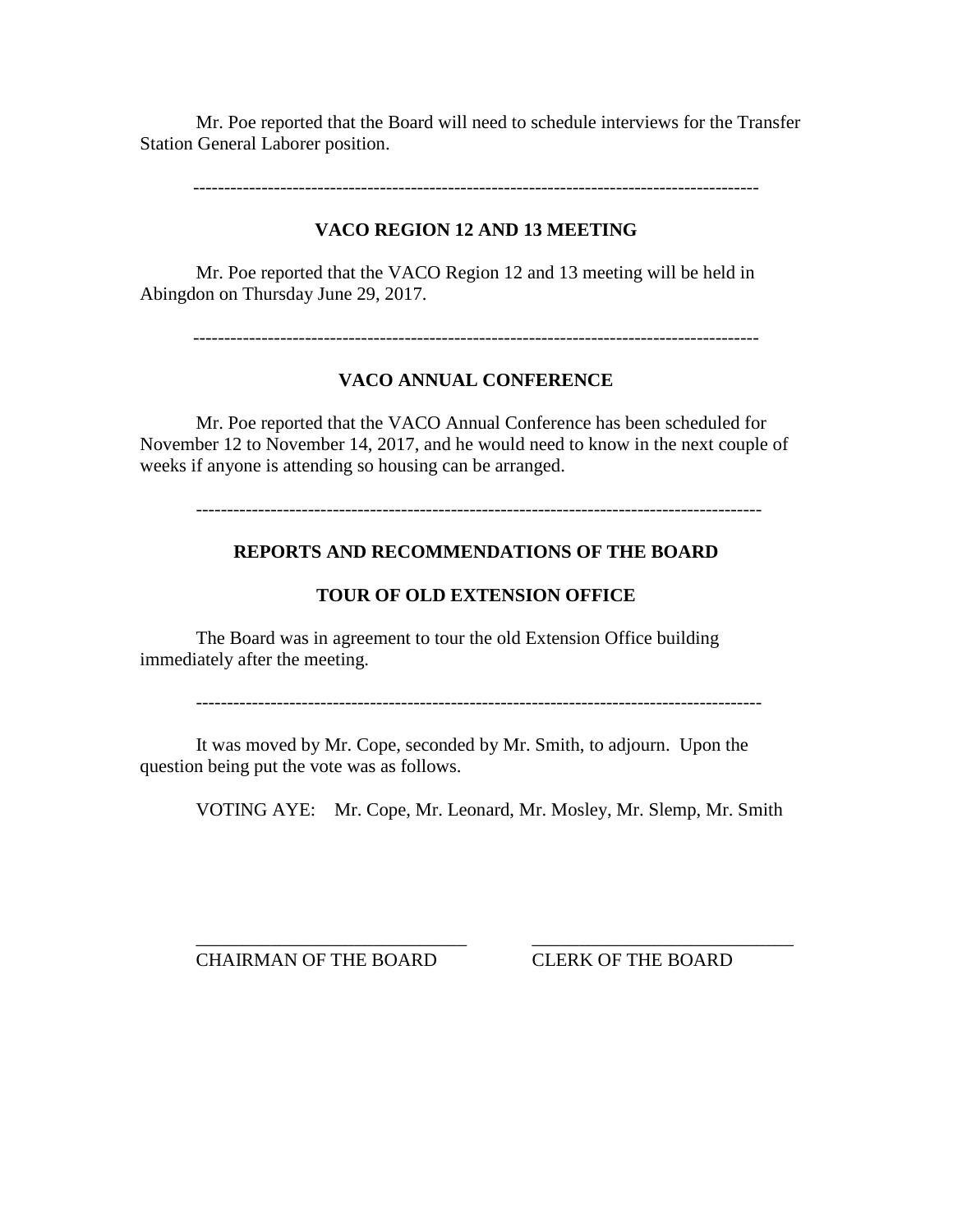Mr. Poe reported that the Board will need to schedule interviews for the Transfer Station General Laborer position.

---

## VACO REGION 12 AND 13 MEETING

Mr. Poe reported that the VACO Region 12 and 13 meeting will be held in Abingdon on Thursday June 29, 2017.

---

## VACO ANNUAL CONFERENCE

Mr. Poe reported that the VACO Annual Conference has been scheduled for November 12 to November 14, 2017, and he would need to know in the next couple of weeks if anyone is attending so housing can be arranged.

---

## REPORTS AND RECOMMENDATIONS OF THE BOARD

## TOUR OF OLD EXTENSION OFFICE

The Board was in agreement to tour the old Extension Office building immediately after the meeting.

---

It was moved by Mr. Cope, seconded by Mr. Smith, to adjourn. Upon the question being put the vote was as follows.

VOTING AYE: Mr. Cope, Mr. Leonard, Mr. Mosley, Mr. Slemp, Mr. Smith

_____________________________ _____________________________

CHAIRMAN OF THE BOARD CLERK OF THE BOARD